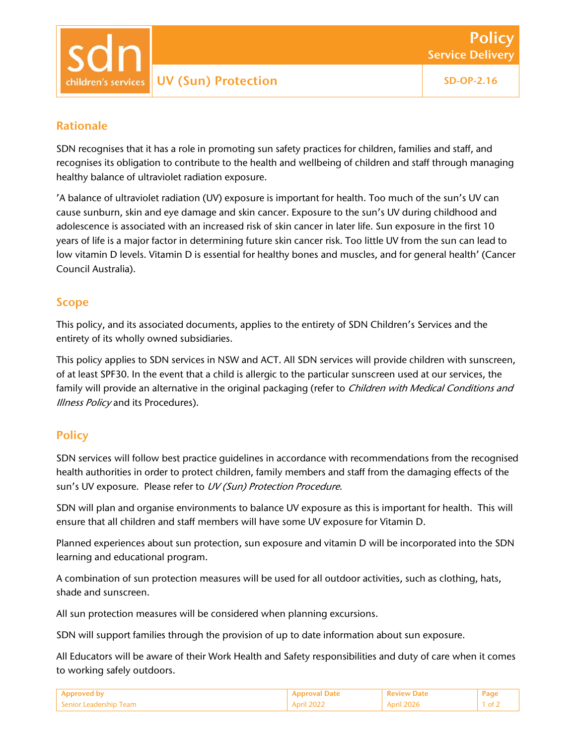# UV (Sun) Protection

**Policy – Service Delivery**

**SD-OP-2.16**

## Rationale

SDN recognises that it has a role in promoting sun safety practices for children, families and staff, and recognises its obligation to contribute to the health and wellbeing of children and staff through managing healthy balance of ultraviolet radiation exposure.

'A balance of ultraviolet radiation (UV) exposure is important for health. Too much of the sun's UV can cause sunburn, skin and eye damage and skin cancer. Exposure to the sun's UV during childhood and adolescence is associated with an increased risk of skin cancer in later life. Sun exposure in the first 10 years of life is a major factor in determining future skin cancer risk. Too little UV from the sun can lead to low vitamin D levels. Vitamin D is essential for healthy bones and muscles, and for general health' (Cancer Council Australia).

## Scope

This policy, and its associated documents, applies to the entirety of SDN Children's Services and the entirety of its wholly owned subsidiaries.

This policy applies to SDN services in NSW and ACT. All SDN services will provide children with sunscreen, of at least SPF30. In the event that a child is allergic to the particular sunscreen used at our services, the family will provide an alternative in the original packaging (refer to *Children with Medical Conditions and Illness Policy* and its Procedures).

## Policy

SDN services will follow best practice guidelines in accordance with recommendations from the recognised health authorities in order to protect children, family members and staff from the damaging effects of the sun's UV exposure. Please refer to *UV (Sun) Protection Procedure*.

SDN will plan and organise environments to balance UV exposure as this is important for health. This will ensure that all children and staff members will have some UV exposure for Vitamin D.

Planned experiences about sun protection, sun exposure and vitamin D will be incorporated into the SDN learning and educational program.

A combination of sun protection measures will be used for all outdoor activities, such as clothing, hats, shade and sunscreen.

All sun protection measures will be considered when planning excursions.

SDN will support families through the provision of up to date information about sun exposure.

All Educators will be aware of their Work Health and Safety responsibilities and duty of care when it comes to working safely outdoors.

| Approved by | Approval Date | Review Date |
| --- | --- | --- |
| Senior Leadership Team | April 2022 | April 2026 |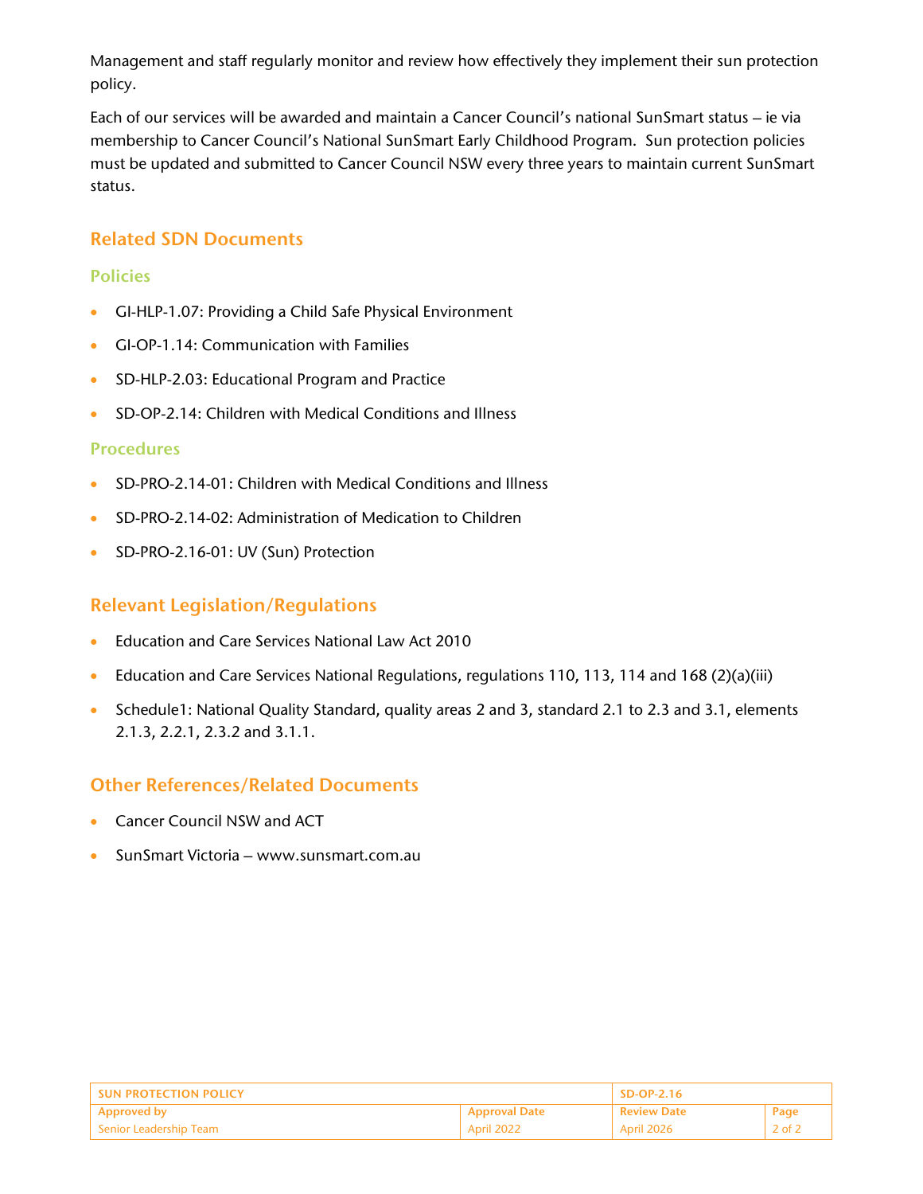Management and staff regularly monitor and review how effectively they implement their sun protection policy.

Each of our services will be awarded and maintain a Cancer Council's national SunSmart status – ie via membership to Cancer Council's National SunSmart Early Childhood Program. Sun protection policies must be updated and submitted to Cancer Council NSW every three years to maintain current SunSmart status.

## Related SDN Documents

### Policies

- GI-HLP-1.07: Providing a Child Safe Physical Environment
- GI-OP-1.14: Communication with Families
- SD-HLP-2.03: Educational Program and Practice
- SD-OP-2.14: Children with Medical Conditions and Illness

### Procedures

- SD-PRO-2.14-01: Children with Medical Conditions and Illness
- SD-PRO-2.14-02: Administration of Medication to Children
- SD-PRO-2.16-01: UV (Sun) Protection

## Relevant Legislation/Regulations

- Education and Care Services National Law Act 2010
- Education and Care Services National Regulations, regulations 110, 113, 114 and 168 (2)(a)(iii)
- Schedule1: National Quality Standard, quality areas 2 and 3, standard 2.1 to 2.3 and 3.1, elements 2.1.3, 2.2.1, 2.3.2 and 3.1.1.

## Other References/Related Documents

- Cancer Council NSW and ACT
- SunSmart Victoria – www.sunsmart.com.au